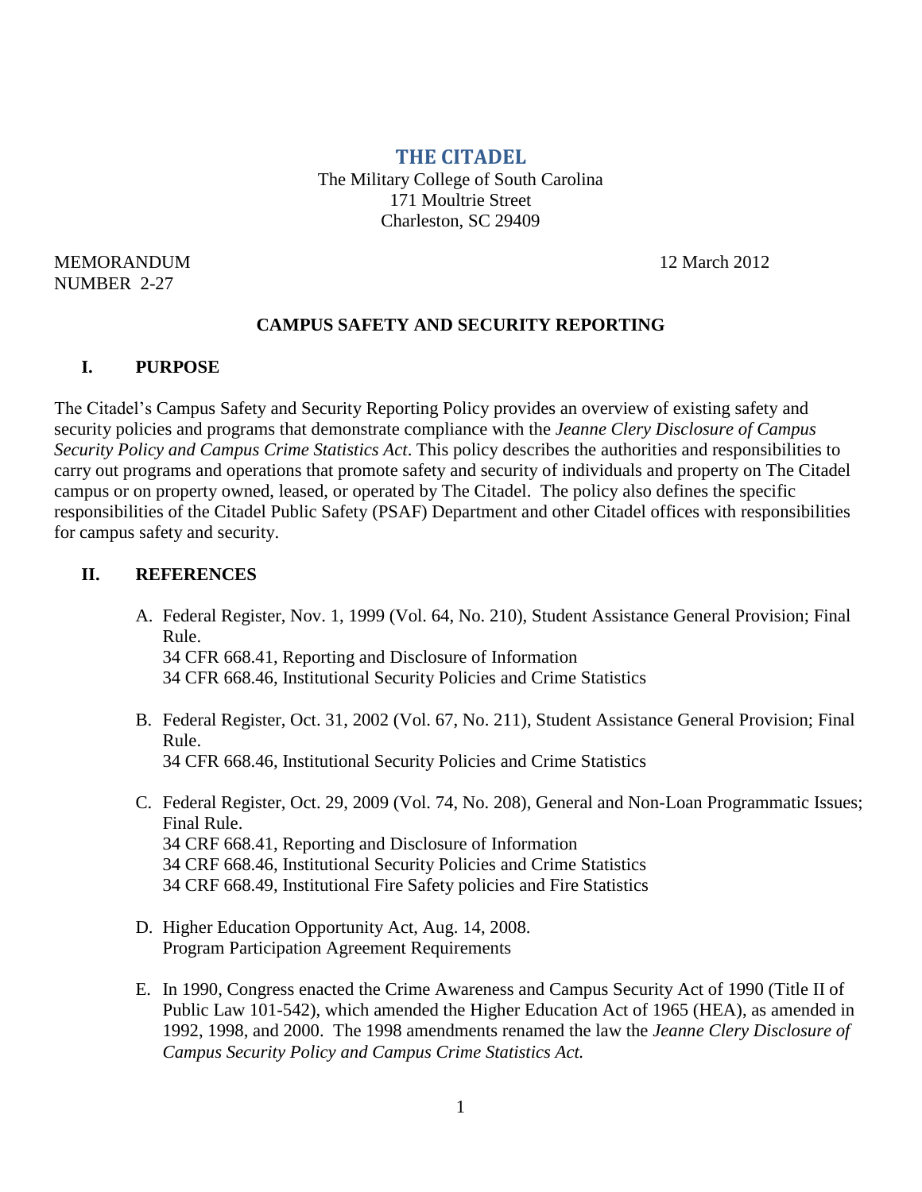# THE CITADEL

The Military College of South Carolina
171 Moultrie Street
Charleston, SC 29409

MEMORANDUM
NUMBER 2-27

12 March 2012

## CAMPUS SAFETY AND SECURITY REPORTING

### I. PURPOSE

The Citadel's Campus Safety and Security Reporting Policy provides an overview of existing safety and security policies and programs that demonstrate compliance with the *Jeanne Clery Disclosure of Campus Security Policy and Campus Crime Statistics Act*. This policy describes the authorities and responsibilities to carry out programs and operations that promote safety and security of individuals and property on The Citadel campus or on property owned, leased, or operated by The Citadel. The policy also defines the specific responsibilities of the Citadel Public Safety (PSAF) Department and other Citadel offices with responsibilities for campus safety and security.

### II. REFERENCES

A. Federal Register, Nov. 1, 1999 (Vol. 64, No. 210), Student Assistance General Provision; Final Rule.
34 CFR 668.41, Reporting and Disclosure of Information
34 CFR 668.46, Institutional Security Policies and Crime Statistics

B. Federal Register, Oct. 31, 2002 (Vol. 67, No. 211), Student Assistance General Provision; Final Rule.
34 CFR 668.46, Institutional Security Policies and Crime Statistics

C. Federal Register, Oct. 29, 2009 (Vol. 74, No. 208), General and Non-Loan Programmatic Issues; Final Rule.
34 CRF 668.41, Reporting and Disclosure of Information
34 CRF 668.46, Institutional Security Policies and Crime Statistics
34 CRF 668.49, Institutional Fire Safety policies and Fire Statistics

D. Higher Education Opportunity Act, Aug. 14, 2008.
Program Participation Agreement Requirements

E. In 1990, Congress enacted the Crime Awareness and Campus Security Act of 1990 (Title II of Public Law 101-542), which amended the Higher Education Act of 1965 (HEA), as amended in 1992, 1998, and 2000. The 1998 amendments renamed the law the *Jeanne Clery Disclosure of Campus Security Policy and Campus Crime Statistics Act.*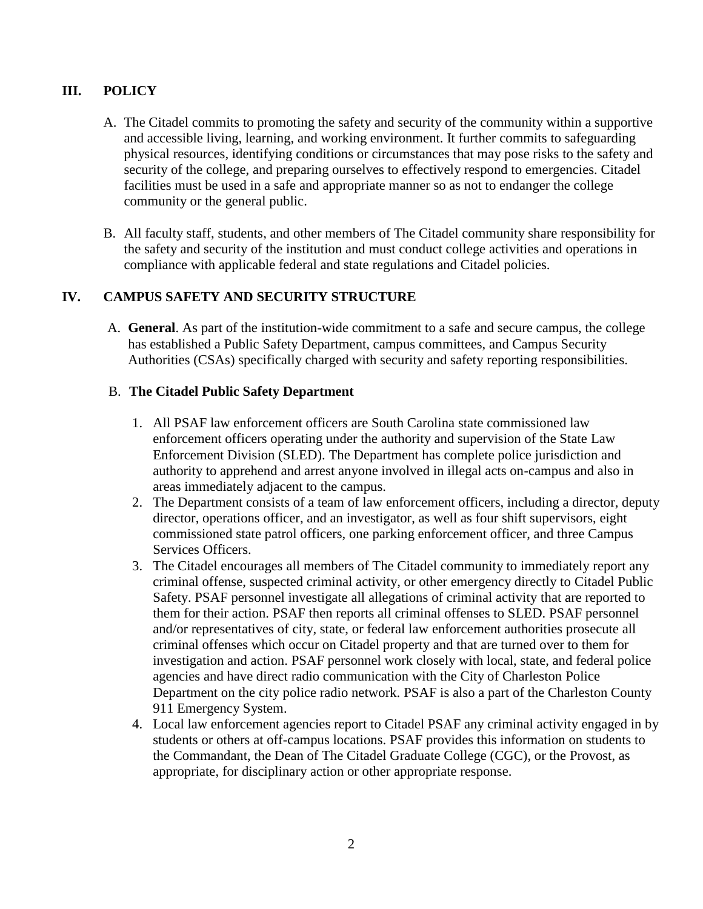## III. POLICY

A. The Citadel commits to promoting the safety and security of the community within a supportive and accessible living, learning, and working environment. It further commits to safeguarding physical resources, identifying conditions or circumstances that may pose risks to the safety and security of the college, and preparing ourselves to effectively respond to emergencies. Citadel facilities must be used in a safe and appropriate manner so as not to endanger the college community or the general public.

B. All faculty staff, students, and other members of The Citadel community share responsibility for the safety and security of the institution and must conduct college activities and operations in compliance with applicable federal and state regulations and Citadel policies.

## IV. CAMPUS SAFETY AND SECURITY STRUCTURE

A. **General**. As part of the institution-wide commitment to a safe and secure campus, the college has established a Public Safety Department, campus committees, and Campus Security Authorities (CSAs) specifically charged with security and safety reporting responsibilities.

B. **The Citadel Public Safety Department**

1. All PSAF law enforcement officers are South Carolina state commissioned law enforcement officers operating under the authority and supervision of the State Law Enforcement Division (SLED). The Department has complete police jurisdiction and authority to apprehend and arrest anyone involved in illegal acts on-campus and also in areas immediately adjacent to the campus.
2. The Department consists of a team of law enforcement officers, including a director, deputy director, operations officer, and an investigator, as well as four shift supervisors, eight commissioned state patrol officers, one parking enforcement officer, and three Campus Services Officers.
3. The Citadel encourages all members of The Citadel community to immediately report any criminal offense, suspected criminal activity, or other emergency directly to Citadel Public Safety. PSAF personnel investigate all allegations of criminal activity that are reported to them for their action. PSAF then reports all criminal offenses to SLED. PSAF personnel and/or representatives of city, state, or federal law enforcement authorities prosecute all criminal offenses which occur on Citadel property and that are turned over to them for investigation and action. PSAF personnel work closely with local, state, and federal police agencies and have direct radio communication with the City of Charleston Police Department on the city police radio network. PSAF is also a part of the Charleston County 911 Emergency System.
4. Local law enforcement agencies report to Citadel PSAF any criminal activity engaged in by students or others at off-campus locations. PSAF provides this information on students to the Commandant, the Dean of The Citadel Graduate College (CGC), or the Provost, as appropriate, for disciplinary action or other appropriate response.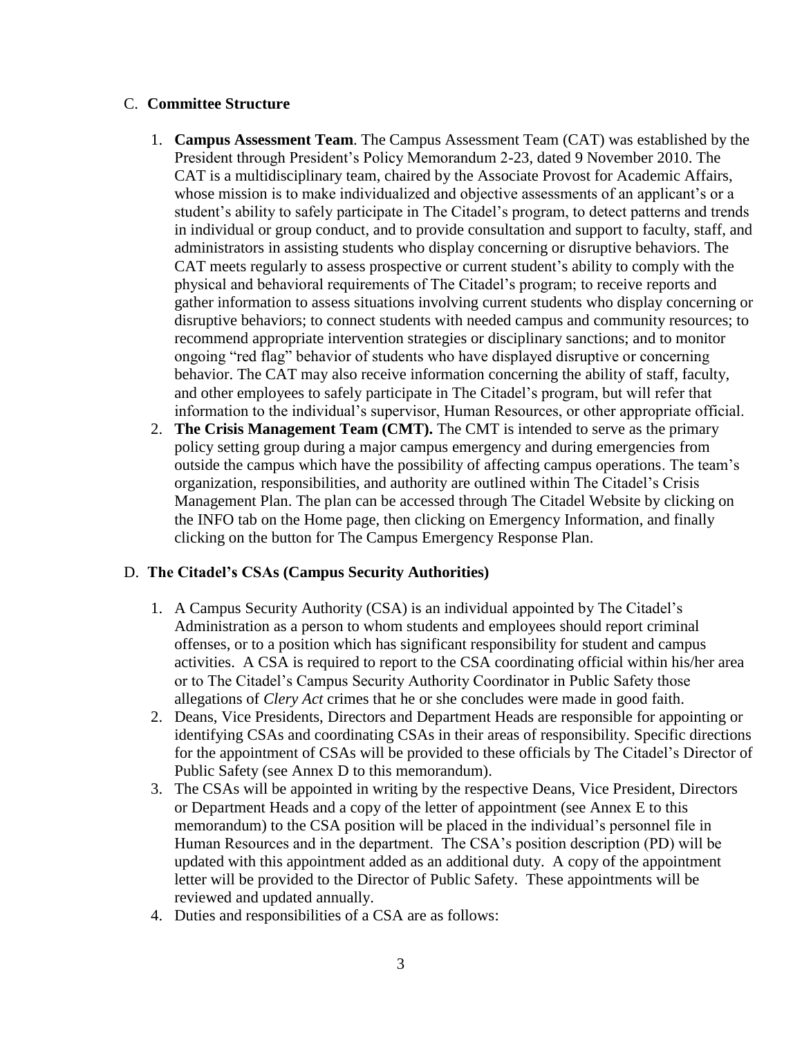C. **Committee Structure**

1. **Campus Assessment Team**. The Campus Assessment Team (CAT) was established by the President through President's Policy Memorandum 2-23, dated 9 November 2010. The CAT is a multidisciplinary team, chaired by the Associate Provost for Academic Affairs, whose mission is to make individualized and objective assessments of an applicant's or a student's ability to safely participate in The Citadel's program, to detect patterns and trends in individual or group conduct, and to provide consultation and support to faculty, staff, and administrators in assisting students who display concerning or disruptive behaviors. The CAT meets regularly to assess prospective or current student's ability to comply with the physical and behavioral requirements of The Citadel's program; to receive reports and gather information to assess situations involving current students who display concerning or disruptive behaviors; to connect students with needed campus and community resources; to recommend appropriate intervention strategies or disciplinary sanctions; and to monitor ongoing "red flag" behavior of students who have displayed disruptive or concerning behavior. The CAT may also receive information concerning the ability of staff, faculty, and other employees to safely participate in The Citadel's program, but will refer that information to the individual's supervisor, Human Resources, or other appropriate official.
2. **The Crisis Management Team (CMT).** The CMT is intended to serve as the primary policy setting group during a major campus emergency and during emergencies from outside the campus which have the possibility of affecting campus operations. The team's organization, responsibilities, and authority are outlined within The Citadel's Crisis Management Plan. The plan can be accessed through The Citadel Website by clicking on the INFO tab on the Home page, then clicking on Emergency Information, and finally clicking on the button for The Campus Emergency Response Plan.

D. **The Citadel's CSAs (Campus Security Authorities)**

1. A Campus Security Authority (CSA) is an individual appointed by The Citadel's Administration as a person to whom students and employees should report criminal offenses, or to a position which has significant responsibility for student and campus activities. A CSA is required to report to the CSA coordinating official within his/her area or to The Citadel's Campus Security Authority Coordinator in Public Safety those allegations of *Clery Act* crimes that he or she concludes were made in good faith.
2. Deans, Vice Presidents, Directors and Department Heads are responsible for appointing or identifying CSAs and coordinating CSAs in their areas of responsibility. Specific directions for the appointment of CSAs will be provided to these officials by The Citadel's Director of Public Safety (see Annex D to this memorandum).
3. The CSAs will be appointed in writing by the respective Deans, Vice President, Directors or Department Heads and a copy of the letter of appointment (see Annex E to this memorandum) to the CSA position will be placed in the individual's personnel file in Human Resources and in the department. The CSA's position description (PD) will be updated with this appointment added as an additional duty. A copy of the appointment letter will be provided to the Director of Public Safety. These appointments will be reviewed and updated annually.
4. Duties and responsibilities of a CSA are as follows: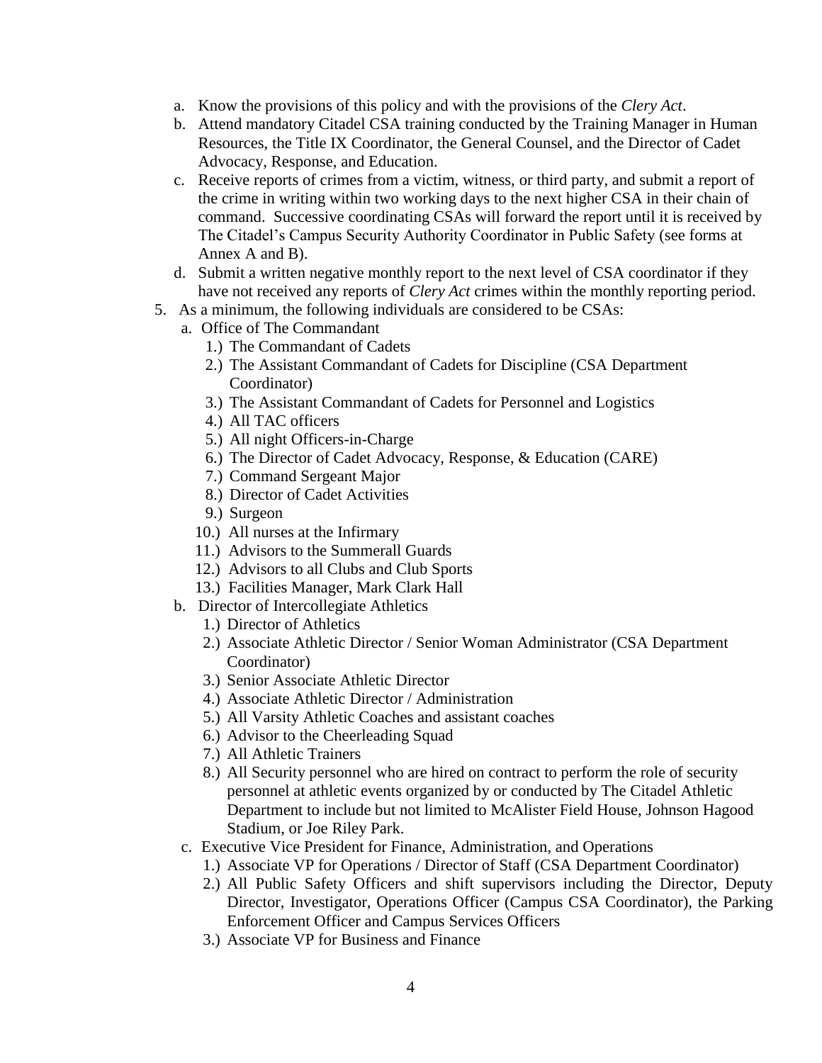a. Know the provisions of this policy and with the provisions of the *Clery Act*.
   b. Attend mandatory Citadel CSA training conducted by the Training Manager in Human Resources, the Title IX Coordinator, the General Counsel, and the Director of Cadet Advocacy, Response, and Education.
   c. Receive reports of crimes from a victim, witness, or third party, and submit a report of the crime in writing within two working days to the next higher CSA in their chain of command. Successive coordinating CSAs will forward the report until it is received by The Citadel's Campus Security Authority Coordinator in Public Safety (see forms at Annex A and B).
   d. Submit a written negative monthly report to the next level of CSA coordinator if they have not received any reports of *Clery Act* crimes within the monthly reporting period.

5. As a minimum, the following individuals are considered to be CSAs:
   a. Office of The Commandant
      1.) The Commandant of Cadets
      2.) The Assistant Commandant of Cadets for Discipline (CSA Department Coordinator)
      3.) The Assistant Commandant of Cadets for Personnel and Logistics
      4.) All TAC officers
      5.) All night Officers-in-Charge
      6.) The Director of Cadet Advocacy, Response, & Education (CARE)
      7.) Command Sergeant Major
      8.) Director of Cadet Activities
      9.) Surgeon
      10.) All nurses at the Infirmary
      11.) Advisors to the Summerall Guards
      12.) Advisors to all Clubs and Club Sports
      13.) Facilities Manager, Mark Clark Hall
   b. Director of Intercollegiate Athletics
      1.) Director of Athletics
      2.) Associate Athletic Director / Senior Woman Administrator (CSA Department Coordinator)
      3.) Senior Associate Athletic Director
      4.) Associate Athletic Director / Administration
      5.) All Varsity Athletic Coaches and assistant coaches
      6.) Advisor to the Cheerleading Squad
      7.) All Athletic Trainers
      8.) All Security personnel who are hired on contract to perform the role of security personnel at athletic events organized by or conducted by The Citadel Athletic Department to include but not limited to McAlister Field House, Johnson Hagood Stadium, or Joe Riley Park.
   c. Executive Vice President for Finance, Administration, and Operations
      1.) Associate VP for Operations / Director of Staff (CSA Department Coordinator)
      2.) All Public Safety Officers and shift supervisors including the Director, Deputy Director, Investigator, Operations Officer (Campus CSA Coordinator), the Parking Enforcement Officer and Campus Services Officers
      3.) Associate VP for Business and Finance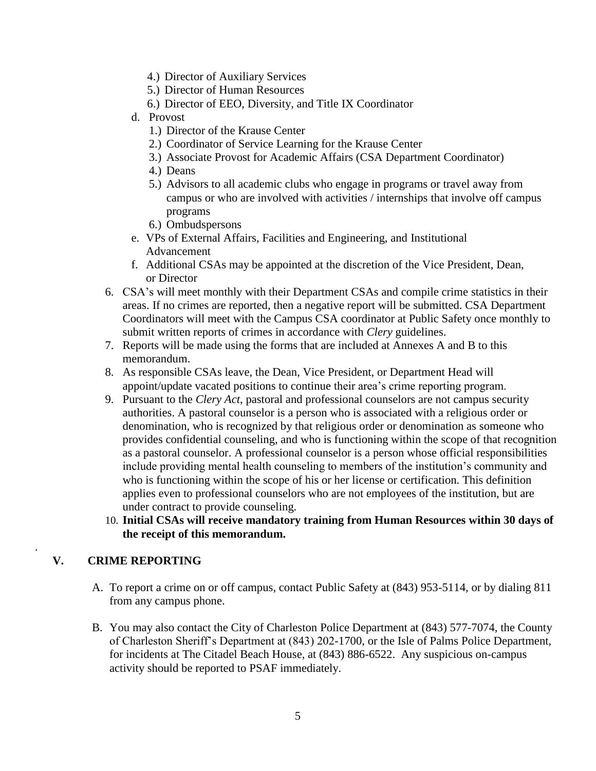4.) Director of Auxiliary Services
5.) Director of Human Resources
6.) Director of EEO, Diversity, and Title IX Coordinator

d. Provost
   1.) Director of the Krause Center
   2.) Coordinator of Service Learning for the Krause Center
   3.) Associate Provost for Academic Affairs (CSA Department Coordinator)
   4.) Deans
   5.) Advisors to all academic clubs who engage in programs or travel away from campus or who are involved with activities / internships that involve off campus programs
   6.) Ombudspersons

e. VPs of External Affairs, Facilities and Engineering, and Institutional Advancement

f. Additional CSAs may be appointed at the discretion of the Vice President, Dean, or Director

6. CSA's will meet monthly with their Department CSAs and compile crime statistics in their areas. If no crimes are reported, then a negative report will be submitted. CSA Department Coordinators will meet with the Campus CSA coordinator at Public Safety once monthly to submit written reports of crimes in accordance with *Clery* guidelines.
7. Reports will be made using the forms that are included at Annexes A and B to this memorandum.
8. As responsible CSAs leave, the Dean, Vice President, or Department Head will appoint/update vacated positions to continue their area's crime reporting program.
9. Pursuant to the *Clery Act*, pastoral and professional counselors are not campus security authorities. A pastoral counselor is a person who is associated with a religious order or denomination, who is recognized by that religious order or denomination as someone who provides confidential counseling, and who is functioning within the scope of that recognition as a pastoral counselor. A professional counselor is a person whose official responsibilities include providing mental health counseling to members of the institution's community and who is functioning within the scope of his or her license or certification. This definition applies even to professional counselors who are not employees of the institution, but are under contract to provide counseling.
10. **Initial CSAs will receive mandatory training from Human Resources within 30 days of the receipt of this memorandum.**

## V. CRIME REPORTING

A. To report a crime on or off campus, contact Public Safety at (843) 953-5114, or by dialing 811 from any campus phone.

B. You may also contact the City of Charleston Police Department at (843) 577-7074, the County of Charleston Sheriff's Department at (843) 202-1700, or the Isle of Palms Police Department, for incidents at The Citadel Beach House, at (843) 886-6522. Any suspicious on-campus activity should be reported to PSAF immediately.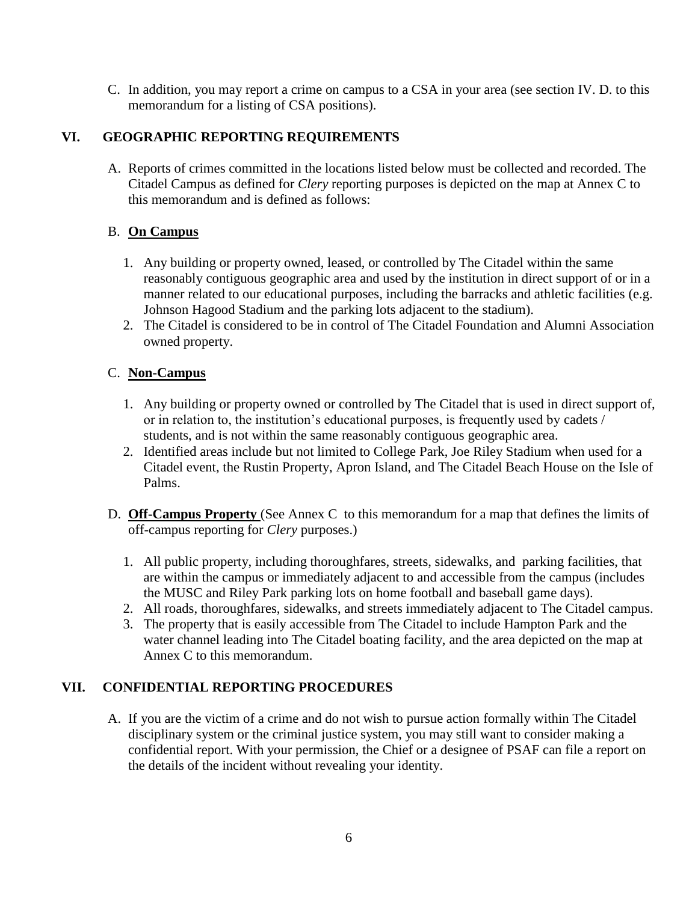C. In addition, you may report a crime on campus to a CSA in your area (see section IV. D. to this memorandum for a listing of CSA positions).

## VI. GEOGRAPHIC REPORTING REQUIREMENTS

A. Reports of crimes committed in the locations listed below must be collected and recorded. The Citadel Campus as defined for *Clery* reporting purposes is depicted on the map at Annex C to this memorandum and is defined as follows:

B. **On Campus**

1. Any building or property owned, leased, or controlled by The Citadel within the same reasonably contiguous geographic area and used by the institution in direct support of or in a manner related to our educational purposes, including the barracks and athletic facilities (e.g. Johnson Hagood Stadium and the parking lots adjacent to the stadium).
2. The Citadel is considered to be in control of The Citadel Foundation and Alumni Association owned property.

C. **Non-Campus**

1. Any building or property owned or controlled by The Citadel that is used in direct support of, or in relation to, the institution's educational purposes, is frequently used by cadets / students, and is not within the same reasonably contiguous geographic area.
2. Identified areas include but not limited to College Park, Joe Riley Stadium when used for a Citadel event, the Rustin Property, Apron Island, and The Citadel Beach House on the Isle of Palms.

D. **Off-Campus Property** (See Annex C to this memorandum for a map that defines the limits of off-campus reporting for *Clery* purposes.)

1. All public property, including thoroughfares, streets, sidewalks, and parking facilities, that are within the campus or immediately adjacent to and accessible from the campus (includes the MUSC and Riley Park parking lots on home football and baseball game days).
2. All roads, thoroughfares, sidewalks, and streets immediately adjacent to The Citadel campus.
3. The property that is easily accessible from The Citadel to include Hampton Park and the water channel leading into The Citadel boating facility, and the area depicted on the map at Annex C to this memorandum.

## VII. CONFIDENTIAL REPORTING PROCEDURES

A. If you are the victim of a crime and do not wish to pursue action formally within The Citadel disciplinary system or the criminal justice system, you may still want to consider making a confidential report. With your permission, the Chief or a designee of PSAF can file a report on the details of the incident without revealing your identity.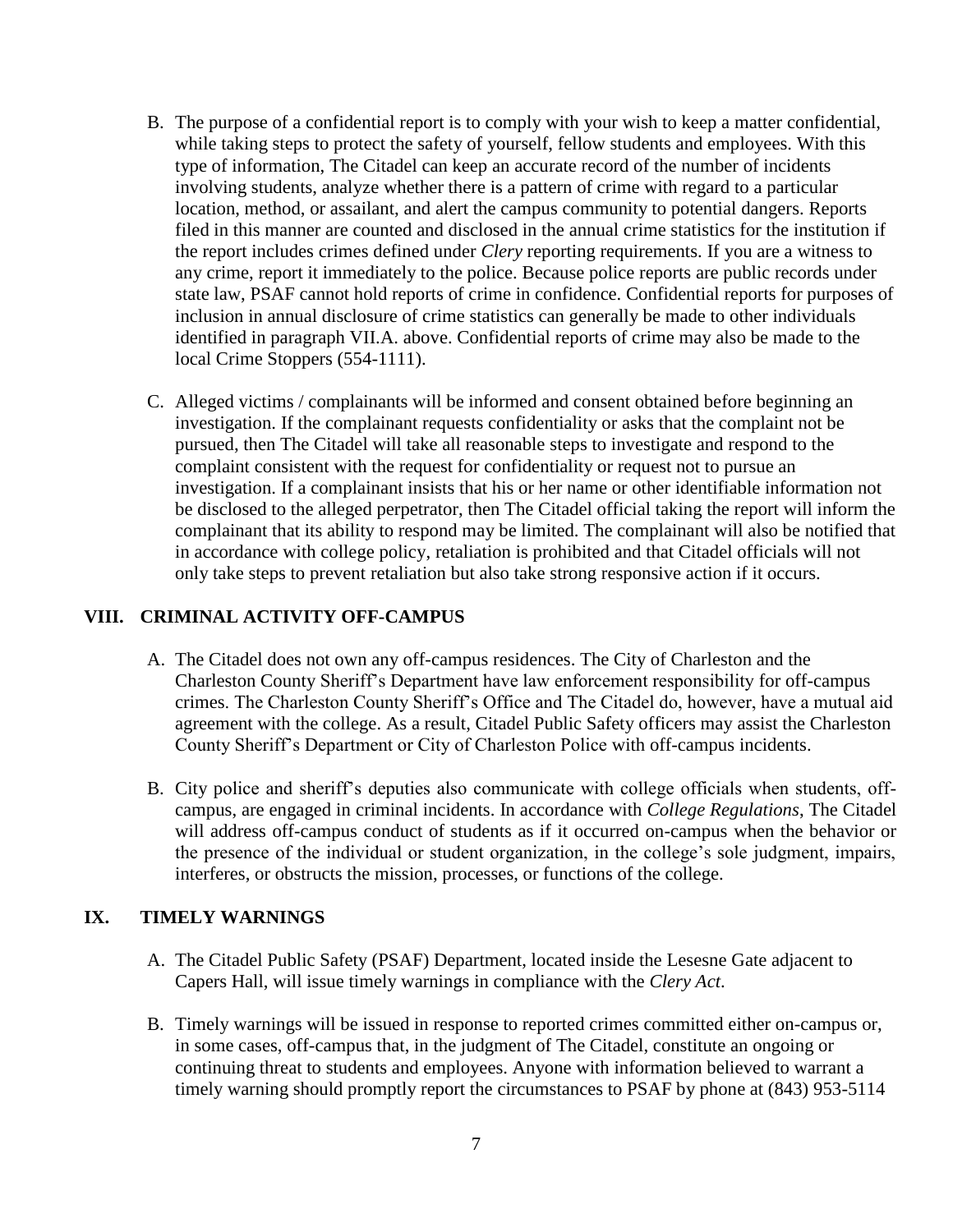B. The purpose of a confidential report is to comply with your wish to keep a matter confidential, while taking steps to protect the safety of yourself, fellow students and employees. With this type of information, The Citadel can keep an accurate record of the number of incidents involving students, analyze whether there is a pattern of crime with regard to a particular location, method, or assailant, and alert the campus community to potential dangers. Reports filed in this manner are counted and disclosed in the annual crime statistics for the institution if the report includes crimes defined under *Clery* reporting requirements. If you are a witness to any crime, report it immediately to the police. Because police reports are public records under state law, PSAF cannot hold reports of crime in confidence. Confidential reports for purposes of inclusion in annual disclosure of crime statistics can generally be made to other individuals identified in paragraph VII.A. above. Confidential reports of crime may also be made to the local Crime Stoppers (554-1111).

C. Alleged victims / complainants will be informed and consent obtained before beginning an investigation. If the complainant requests confidentiality or asks that the complaint not be pursued, then The Citadel will take all reasonable steps to investigate and respond to the complaint consistent with the request for confidentiality or request not to pursue an investigation. If a complainant insists that his or her name or other identifiable information not be disclosed to the alleged perpetrator, then The Citadel official taking the report will inform the complainant that its ability to respond may be limited. The complainant will also be notified that in accordance with college policy, retaliation is prohibited and that Citadel officials will not only take steps to prevent retaliation but also take strong responsive action if it occurs.

## VIII. CRIMINAL ACTIVITY OFF-CAMPUS

A. The Citadel does not own any off-campus residences. The City of Charleston and the Charleston County Sheriff's Department have law enforcement responsibility for off-campus crimes. The Charleston County Sheriff's Office and The Citadel do, however, have a mutual aid agreement with the college. As a result, Citadel Public Safety officers may assist the Charleston County Sheriff's Department or City of Charleston Police with off-campus incidents.

B. City police and sheriff's deputies also communicate with college officials when students, off-campus, are engaged in criminal incidents. In accordance with *College Regulations*, The Citadel will address off-campus conduct of students as if it occurred on-campus when the behavior or the presence of the individual or student organization, in the college's sole judgment, impairs, interferes, or obstructs the mission, processes, or functions of the college.

## IX. TIMELY WARNINGS

A. The Citadel Public Safety (PSAF) Department, located inside the Lesesne Gate adjacent to Capers Hall, will issue timely warnings in compliance with the *Clery Act*.

B. Timely warnings will be issued in response to reported crimes committed either on-campus or, in some cases, off-campus that, in the judgment of The Citadel, constitute an ongoing or continuing threat to students and employees. Anyone with information believed to warrant a timely warning should promptly report the circumstances to PSAF by phone at (843) 953-5114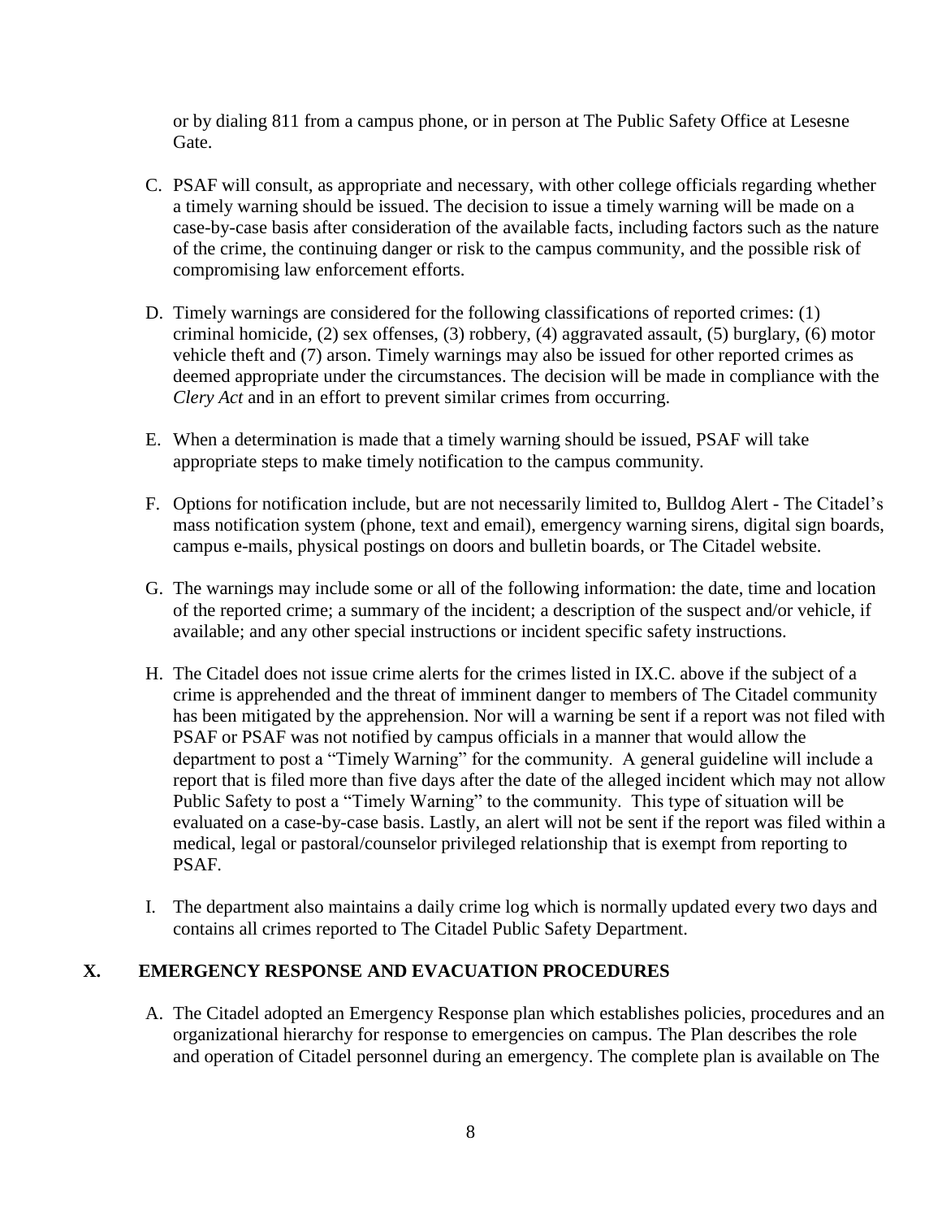or by dialing 811 from a campus phone, or in person at The Public Safety Office at Lesesne Gate.

C. PSAF will consult, as appropriate and necessary, with other college officials regarding whether a timely warning should be issued. The decision to issue a timely warning will be made on a case-by-case basis after consideration of the available facts, including factors such as the nature of the crime, the continuing danger or risk to the campus community, and the possible risk of compromising law enforcement efforts.

D. Timely warnings are considered for the following classifications of reported crimes: (1) criminal homicide, (2) sex offenses, (3) robbery, (4) aggravated assault, (5) burglary, (6) motor vehicle theft and (7) arson. Timely warnings may also be issued for other reported crimes as deemed appropriate under the circumstances. The decision will be made in compliance with the *Clery Act* and in an effort to prevent similar crimes from occurring.

E. When a determination is made that a timely warning should be issued, PSAF will take appropriate steps to make timely notification to the campus community.

F. Options for notification include, but are not necessarily limited to, Bulldog Alert - The Citadel's mass notification system (phone, text and email), emergency warning sirens, digital sign boards, campus e-mails, physical postings on doors and bulletin boards, or The Citadel website.

G. The warnings may include some or all of the following information: the date, time and location of the reported crime; a summary of the incident; a description of the suspect and/or vehicle, if available; and any other special instructions or incident specific safety instructions.

H. The Citadel does not issue crime alerts for the crimes listed in IX.C. above if the subject of a crime is apprehended and the threat of imminent danger to members of The Citadel community has been mitigated by the apprehension. Nor will a warning be sent if a report was not filed with PSAF or PSAF was not notified by campus officials in a manner that would allow the department to post a "Timely Warning" for the community. A general guideline will include a report that is filed more than five days after the date of the alleged incident which may not allow Public Safety to post a "Timely Warning" to the community. This type of situation will be evaluated on a case-by-case basis. Lastly, an alert will not be sent if the report was filed within a medical, legal or pastoral/counselor privileged relationship that is exempt from reporting to PSAF.

I. The department also maintains a daily crime log which is normally updated every two days and contains all crimes reported to The Citadel Public Safety Department.

## X. EMERGENCY RESPONSE AND EVACUATION PROCEDURES

A. The Citadel adopted an Emergency Response plan which establishes policies, procedures and an organizational hierarchy for response to emergencies on campus. The Plan describes the role and operation of Citadel personnel during an emergency. The complete plan is available on The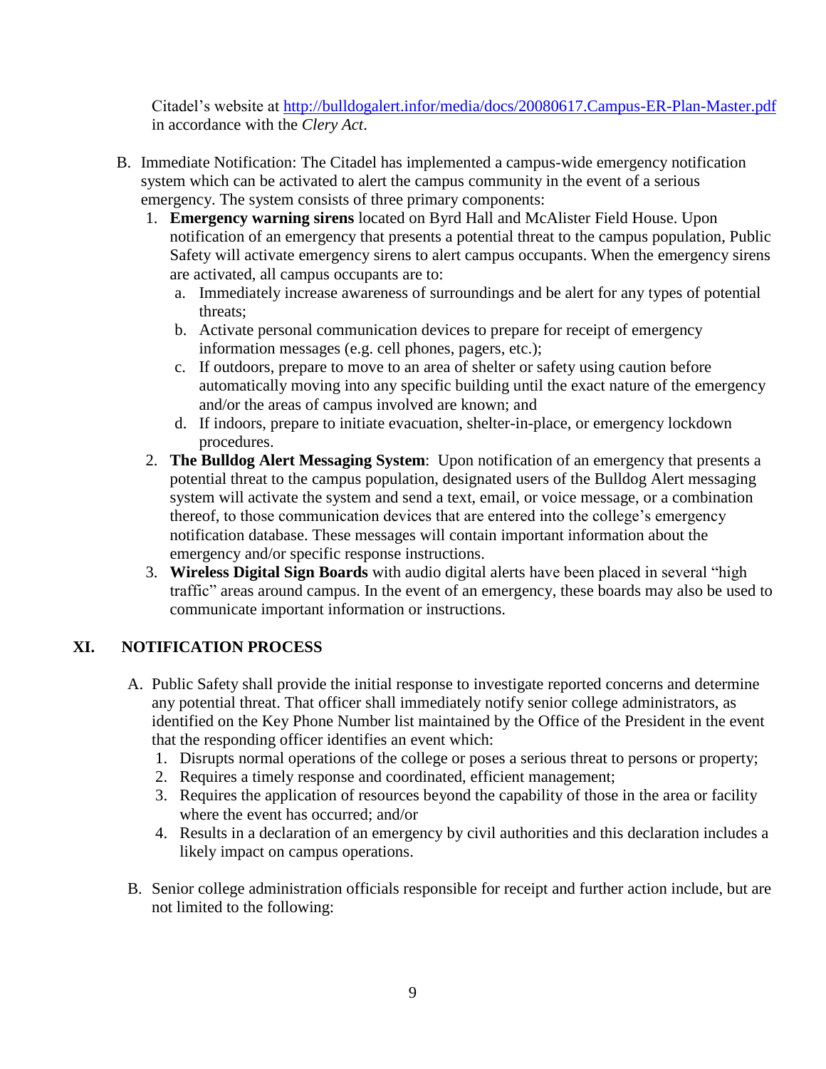Citadel's website at [http://bulldogalert.infor/media/docs/20080617.Campus-ER-Plan-Master.pdf](http://bulldogalert.infor/media/docs/20080617.Campus-ER-Plan-Master.pdf) in accordance with the *Clery Act*.

B. Immediate Notification: The Citadel has implemented a campus-wide emergency notification system which can be activated to alert the campus community in the event of a serious emergency. The system consists of three primary components:

   1. **Emergency warning sirens** located on Byrd Hall and McAlister Field House. Upon notification of an emergency that presents a potential threat to the campus population, Public Safety will activate emergency sirens to alert campus occupants. When the emergency sirens are activated, all campus occupants are to:
      a. Immediately increase awareness of surroundings and be alert for any types of potential threats;
      b. Activate personal communication devices to prepare for receipt of emergency information messages (e.g. cell phones, pagers, etc.);
      c. If outdoors, prepare to move to an area of shelter or safety using caution before automatically moving into any specific building until the exact nature of the emergency and/or the areas of campus involved are known; and
      d. If indoors, prepare to initiate evacuation, shelter-in-place, or emergency lockdown procedures.
   2. **The Bulldog Alert Messaging System**: Upon notification of an emergency that presents a potential threat to the campus population, designated users of the Bulldog Alert messaging system will activate the system and send a text, email, or voice message, or a combination thereof, to those communication devices that are entered into the college's emergency notification database. These messages will contain important information about the emergency and/or specific response instructions.
   3. **Wireless Digital Sign Boards** with audio digital alerts have been placed in several "high traffic" areas around campus. In the event of an emergency, these boards may also be used to communicate important information or instructions.

## XI. NOTIFICATION PROCESS

A. Public Safety shall provide the initial response to investigate reported concerns and determine any potential threat. That officer shall immediately notify senior college administrators, as identified on the Key Phone Number list maintained by the Office of the President in the event that the responding officer identifies an event which:

   1. Disrupts normal operations of the college or poses a serious threat to persons or property;
   2. Requires a timely response and coordinated, efficient management;
   3. Requires the application of resources beyond the capability of those in the area or facility where the event has occurred; and/or
   4. Results in a declaration of an emergency by civil authorities and this declaration includes a likely impact on campus operations.

B. Senior college administration officials responsible for receipt and further action include, but are not limited to the following: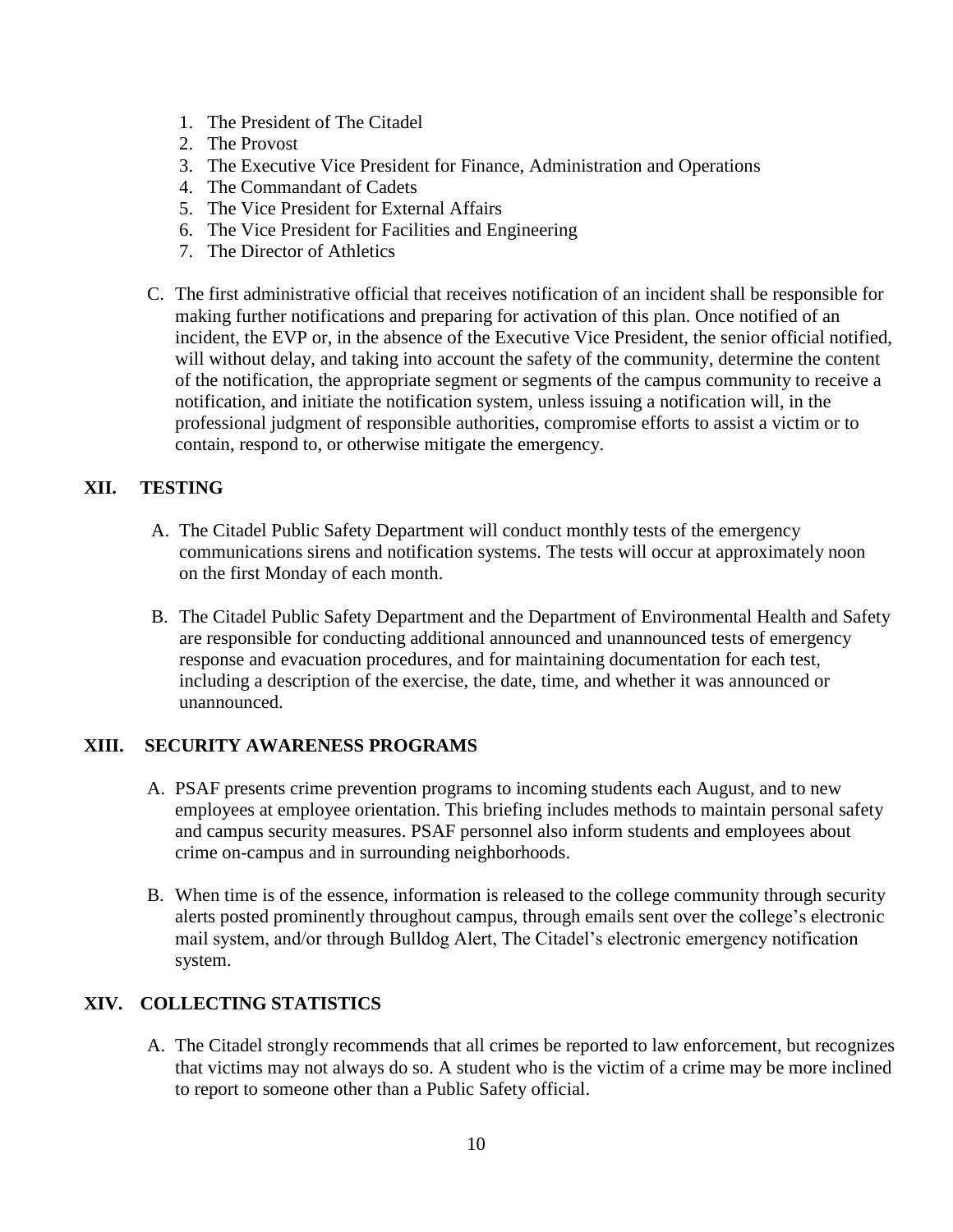1. The President of The Citadel
2. The Provost
3. The Executive Vice President for Finance, Administration and Operations
4. The Commandant of Cadets
5. The Vice President for External Affairs
6. The Vice President for Facilities and Engineering
7. The Director of Athletics

C. The first administrative official that receives notification of an incident shall be responsible for making further notifications and preparing for activation of this plan. Once notified of an incident, the EVP or, in the absence of the Executive Vice President, the senior official notified, will without delay, and taking into account the safety of the community, determine the content of the notification, the appropriate segment or segments of the campus community to receive a notification, and initiate the notification system, unless issuing a notification will, in the professional judgment of responsible authorities, compromise efforts to assist a victim or to contain, respond to, or otherwise mitigate the emergency.

## XII. TESTING

A. The Citadel Public Safety Department will conduct monthly tests of the emergency communications sirens and notification systems. The tests will occur at approximately noon on the first Monday of each month.

B. The Citadel Public Safety Department and the Department of Environmental Health and Safety are responsible for conducting additional announced and unannounced tests of emergency response and evacuation procedures, and for maintaining documentation for each test, including a description of the exercise, the date, time, and whether it was announced or unannounced.

## XIII. SECURITY AWARENESS PROGRAMS

A. PSAF presents crime prevention programs to incoming students each August, and to new employees at employee orientation. This briefing includes methods to maintain personal safety and campus security measures. PSAF personnel also inform students and employees about crime on-campus and in surrounding neighborhoods.

B. When time is of the essence, information is released to the college community through security alerts posted prominently throughout campus, through emails sent over the college's electronic mail system, and/or through Bulldog Alert, The Citadel's electronic emergency notification system.

## XIV. COLLECTING STATISTICS

A. The Citadel strongly recommends that all crimes be reported to law enforcement, but recognizes that victims may not always do so. A student who is the victim of a crime may be more inclined to report to someone other than a Public Safety official.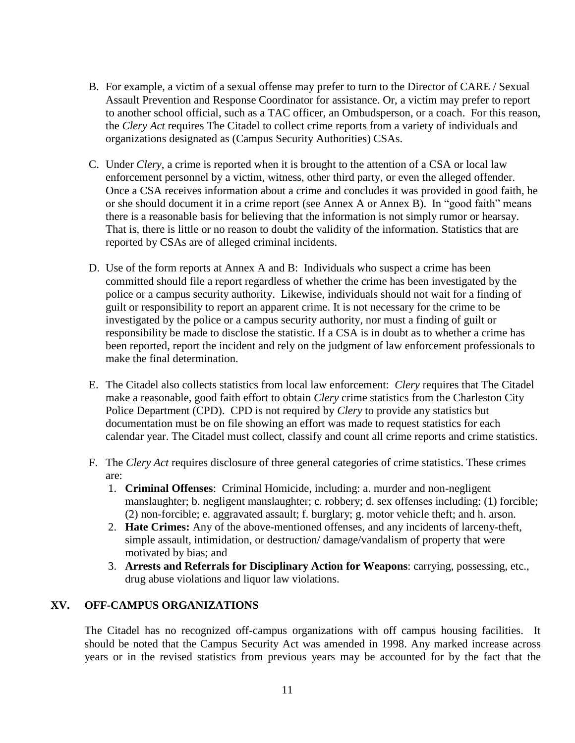B. For example, a victim of a sexual offense may prefer to turn to the Director of CARE / Sexual Assault Prevention and Response Coordinator for assistance. Or, a victim may prefer to report to another school official, such as a TAC officer, an Ombudsperson, or a coach. For this reason, the *Clery Act* requires The Citadel to collect crime reports from a variety of individuals and organizations designated as (Campus Security Authorities) CSAs.

C. Under *Clery*, a crime is reported when it is brought to the attention of a CSA or local law enforcement personnel by a victim, witness, other third party, or even the alleged offender. Once a CSA receives information about a crime and concludes it was provided in good faith, he or she should document it in a crime report (see Annex A or Annex B). In "good faith" means there is a reasonable basis for believing that the information is not simply rumor or hearsay. That is, there is little or no reason to doubt the validity of the information. Statistics that are reported by CSAs are of alleged criminal incidents.

D. Use of the form reports at Annex A and B: Individuals who suspect a crime has been committed should file a report regardless of whether the crime has been investigated by the police or a campus security authority. Likewise, individuals should not wait for a finding of guilt or responsibility to report an apparent crime. It is not necessary for the crime to be investigated by the police or a campus security authority, nor must a finding of guilt or responsibility be made to disclose the statistic. If a CSA is in doubt as to whether a crime has been reported, report the incident and rely on the judgment of law enforcement professionals to make the final determination.

E. The Citadel also collects statistics from local law enforcement: *Clery* requires that The Citadel make a reasonable, good faith effort to obtain *Clery* crime statistics from the Charleston City Police Department (CPD). CPD is not required by *Clery* to provide any statistics but documentation must be on file showing an effort was made to request statistics for each calendar year. The Citadel must collect, classify and count all crime reports and crime statistics.

F. The *Clery Act* requires disclosure of three general categories of crime statistics. These crimes are:
   1. **Criminal Offenses**: Criminal Homicide, including: a. murder and non-negligent manslaughter; b. negligent manslaughter; c. robbery; d. sex offenses including: (1) forcible; (2) non-forcible; e. aggravated assault; f. burglary; g. motor vehicle theft; and h. arson.
   2. **Hate Crimes:** Any of the above-mentioned offenses, and any incidents of larceny-theft, simple assault, intimidation, or destruction/ damage/vandalism of property that were motivated by bias; and
   3. **Arrests and Referrals for Disciplinary Action for Weapons**: carrying, possessing, etc., drug abuse violations and liquor law violations.

## XV. OFF-CAMPUS ORGANIZATIONS

The Citadel has no recognized off-campus organizations with off campus housing facilities. It should be noted that the Campus Security Act was amended in 1998. Any marked increase across years or in the revised statistics from previous years may be accounted for by the fact that the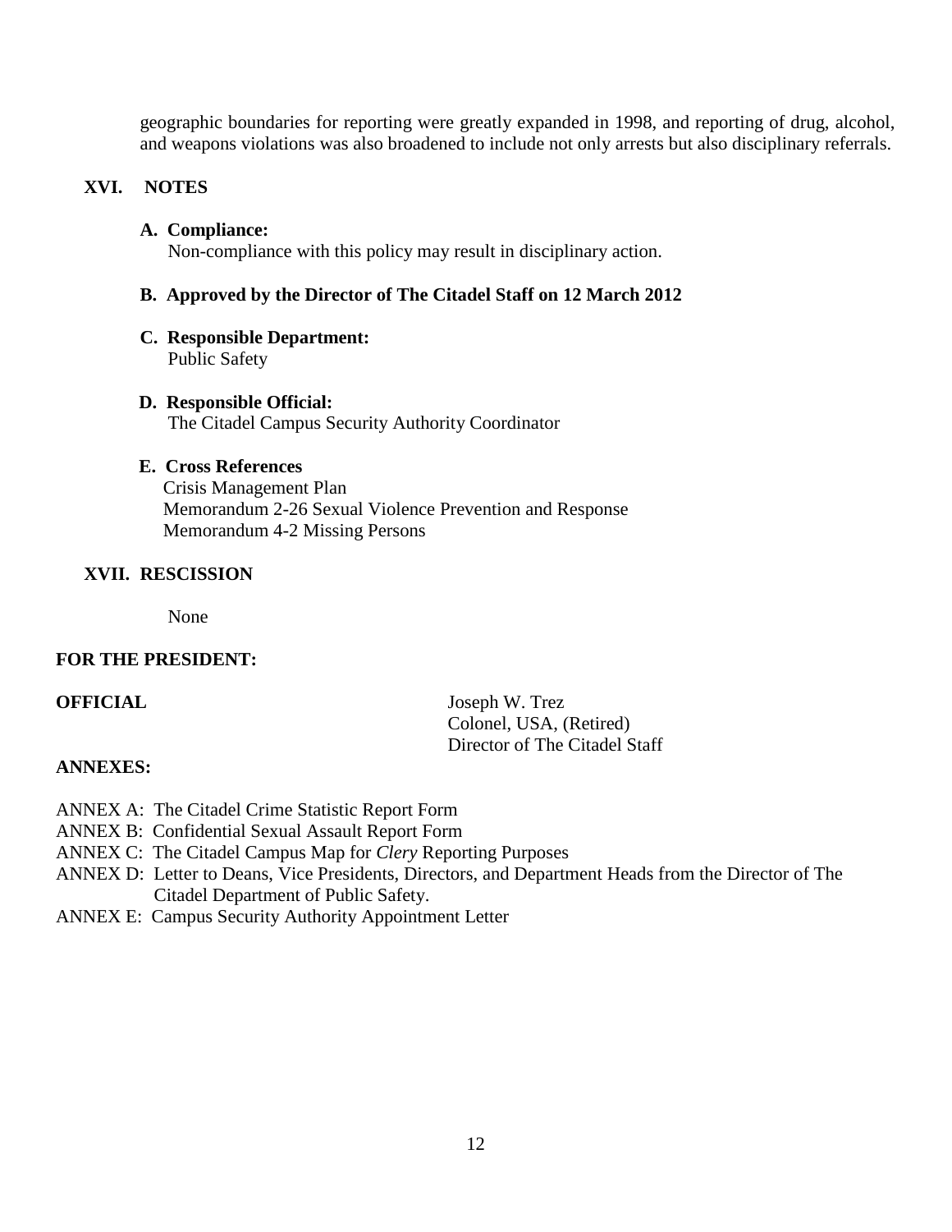geographic boundaries for reporting were greatly expanded in 1998, and reporting of drug, alcohol, and weapons violations was also broadened to include not only arrests but also disciplinary referrals.

## XVI. NOTES

**A. Compliance:**
Non-compliance with this policy may result in disciplinary action.

**B. Approved by the Director of The Citadel Staff on 12 March 2012**

**C. Responsible Department:**
Public Safety

**D. Responsible Official:**
The Citadel Campus Security Authority Coordinator

**E. Cross References**
Crisis Management Plan
Memorandum 2-26 Sexual Violence Prevention and Response
Memorandum 4-2 Missing Persons

## XVII. RESCISSION

None

**FOR THE PRESIDENT:**

**OFFICIAL**

Joseph W. Trez
Colonel, USA, (Retired)
Director of The Citadel Staff

**ANNEXES:**

ANNEX A: The Citadel Crime Statistic Report Form
ANNEX B: Confidential Sexual Assault Report Form
ANNEX C: The Citadel Campus Map for *Clery* Reporting Purposes
ANNEX D: Letter to Deans, Vice Presidents, Directors, and Department Heads from the Director of The Citadel Department of Public Safety.
ANNEX E: Campus Security Authority Appointment Letter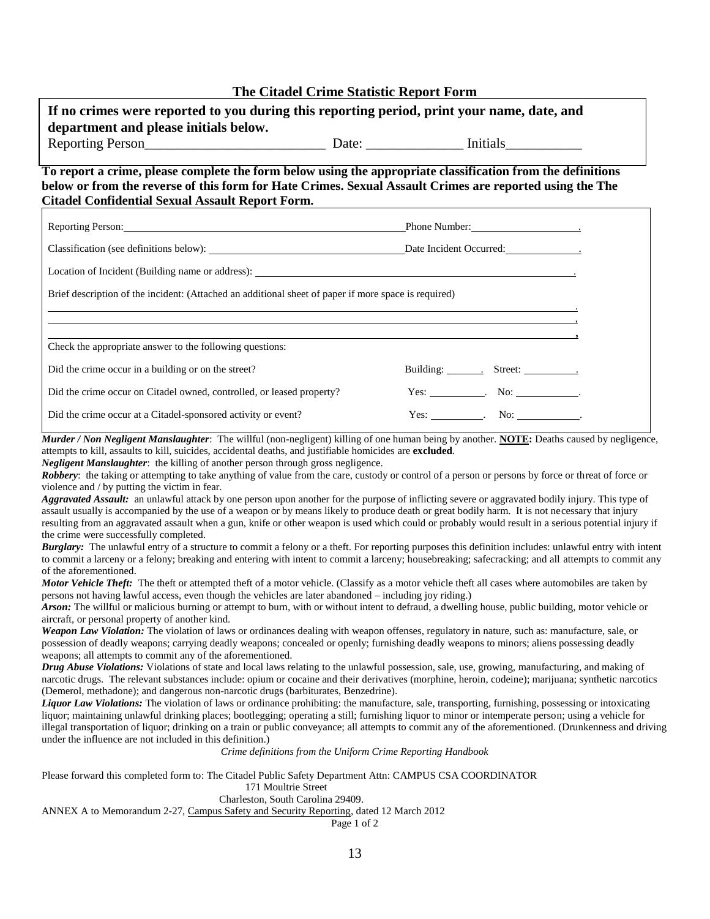## The Citadel Crime Statistic Report Form

**If no crimes were reported to you during this reporting period, print your name, date, and department and please initials below.**

Reporting Person__________________________ Date: ______________ Initials___________

**To report a crime, please complete the form below using the appropriate classification from the definitions below or from the reverse of this form for Hate Crimes. Sexual Assault Crimes are reported using the The Citadel Confidential Sexual Assault Report Form.**

Reporting Person: ______________________________________________ Phone Number: ____________________.

Classification (see definitions below): ____________________________ Date Incident Occurred: ______________.

Location of Incident (Building name or address): ____________________________________________________.

Brief description of the incident: (Attached an additional sheet of paper if more space is required)

______________________________________________________________________________________.

______________________________________________________________________________________,

______________________________________________________________________________________,

Check the appropriate answer to the following questions:

| | |
|---|---|
| Did the crime occur in a building or on the street? | Building: _______. Street: __________. |
| Did the crime occur on Citadel owned, controlled, or leased property? | Yes: ___________. No: ____________. |
| Did the crime occur at a Citadel-sponsored activity or event? | Yes: __________. No: ____________. |

***Murder / Non Negligent Manslaughter***: The willful (non-negligent) killing of one human being by another. **NOTE:** Deaths caused by negligence, attempts to kill, assaults to kill, suicides, accidental deaths, and justifiable homicides are **excluded**.

***Negligent Manslaughter***: the killing of another person through gross negligence.

***Robbery***: the taking or attempting to take anything of value from the care, custody or control of a person or persons by force or threat of force or violence and / by putting the victim in fear.

***Aggravated Assault:*** an unlawful attack by one person upon another for the purpose of inflicting severe or aggravated bodily injury. This type of assault usually is accompanied by the use of a weapon or by means likely to produce death or great bodily harm. It is not necessary that injury resulting from an aggravated assault when a gun, knife or other weapon is used which could or probably would result in a serious potential injury if the crime were successfully completed.

***Burglary:*** The unlawful entry of a structure to commit a felony or a theft. For reporting purposes this definition includes: unlawful entry with intent to commit a larceny or a felony; breaking and entering with intent to commit a larceny; housebreaking; safecracking; and all attempts to commit any of the aforementioned.

***Motor Vehicle Theft:*** The theft or attempted theft of a motor vehicle. (Classify as a motor vehicle theft all cases where automobiles are taken by persons not having lawful access, even though the vehicles are later abandoned – including joy riding.)

***Arson:*** The willful or malicious burning or attempt to burn, with or without intent to defraud, a dwelling house, public building, motor vehicle or aircraft, or personal property of another kind.

***Weapon Law Violation:*** The violation of laws or ordinances dealing with weapon offenses, regulatory in nature, such as: manufacture, sale, or possession of deadly weapons; carrying deadly weapons; concealed or openly; furnishing deadly weapons to minors; aliens possessing deadly weapons; all attempts to commit any of the aforementioned.

***Drug Abuse Violations:*** Violations of state and local laws relating to the unlawful possession, sale, use, growing, manufacturing, and making of narcotic drugs. The relevant substances include: opium or cocaine and their derivatives (morphine, heroin, codeine); marijuana; synthetic narcotics (Demerol, methadone); and dangerous non-narcotic drugs (barbiturates, Benzedrine).

***Liquor Law Violations:*** The violation of laws or ordinance prohibiting: the manufacture, sale, transporting, furnishing, possessing or intoxicating liquor; maintaining unlawful drinking places; bootlegging; operating a still; furnishing liquor to minor or intemperate person; using a vehicle for illegal transportation of liquor; drinking on a train or public conveyance; all attempts to commit any of the aforementioned. (Drunkenness and driving under the influence are not included in this definition.)

*Crime definitions from the Uniform Crime Reporting Handbook*

Please forward this completed form to: The Citadel Public Safety Department Attn: CAMPUS CSA COORDINATOR
171 Moultrie Street
Charleston, South Carolina 29409.

ANNEX A to Memorandum 2-27, Campus Safety and Security Reporting, dated 12 March 2012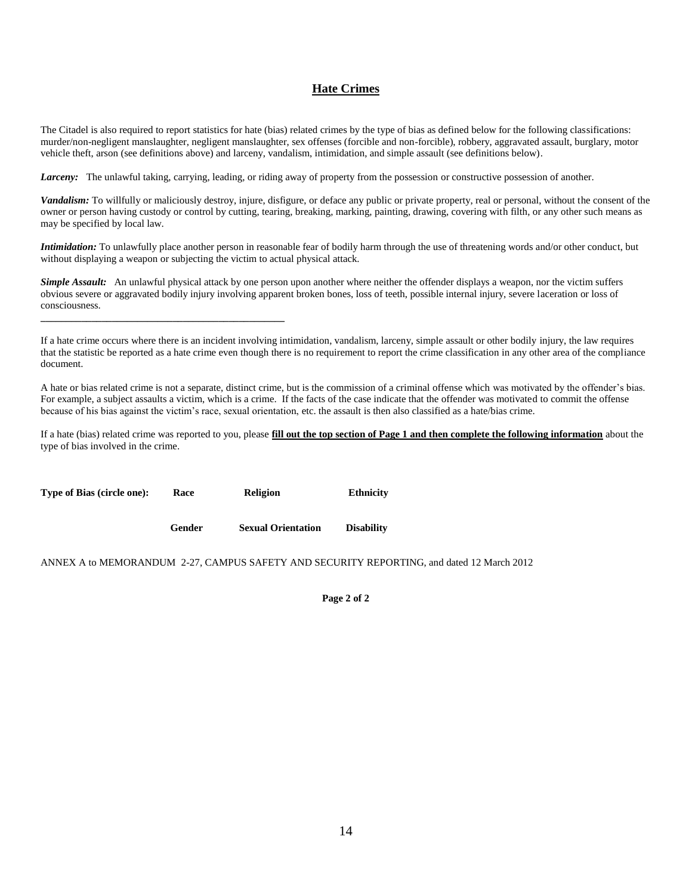## Hate Crimes

The Citadel is also required to report statistics for hate (bias) related crimes by the type of bias as defined below for the following classifications: murder/non-negligent manslaughter, negligent manslaughter, sex offenses (forcible and non-forcible), robbery, aggravated assault, burglary, motor vehicle theft, arson (see definitions above) and larceny, vandalism, intimidation, and simple assault (see definitions below).

***Larceny:*** The unlawful taking, carrying, leading, or riding away of property from the possession or constructive possession of another.

***Vandalism:*** To willfully or maliciously destroy, injure, disfigure, or deface any public or private property, real or personal, without the consent of the owner or person having custody or control by cutting, tearing, breaking, marking, painting, drawing, covering with filth, or any other such means as may be specified by local law.

***Intimidation:*** To unlawfully place another person in reasonable fear of bodily harm through the use of threatening words and/or other conduct, but without displaying a weapon or subjecting the victim to actual physical attack.

***Simple Assault:*** An unlawful physical attack by one person upon another where neither the offender displays a weapon, nor the victim suffers obvious severe or aggravated bodily injury involving apparent broken bones, loss of teeth, possible internal injury, severe laceration or loss of consciousness.

---

If a hate crime occurs where there is an incident involving intimidation, vandalism, larceny, simple assault or other bodily injury, the law requires that the statistic be reported as a hate crime even though there is no requirement to report the crime classification in any other area of the compliance document.

A hate or bias related crime is not a separate, distinct crime, but is the commission of a criminal offense which was motivated by the offender's bias. For example, a subject assaults a victim, which is a crime. If the facts of the case indicate that the offender was motivated to commit the offense because of his bias against the victim's race, sexual orientation, etc. the assault is then also classified as a hate/bias crime.

If a hate (bias) related crime was reported to you, please **fill out the top section of Page 1 and then complete the following information** about the type of bias involved in the crime.

**Type of Bias (circle one):** **Race** **Religion** **Ethnicity**

**Gender** **Sexual Orientation** **Disability**

ANNEX A to MEMORANDUM 2-27, CAMPUS SAFETY AND SECURITY REPORTING, and dated 12 March 2012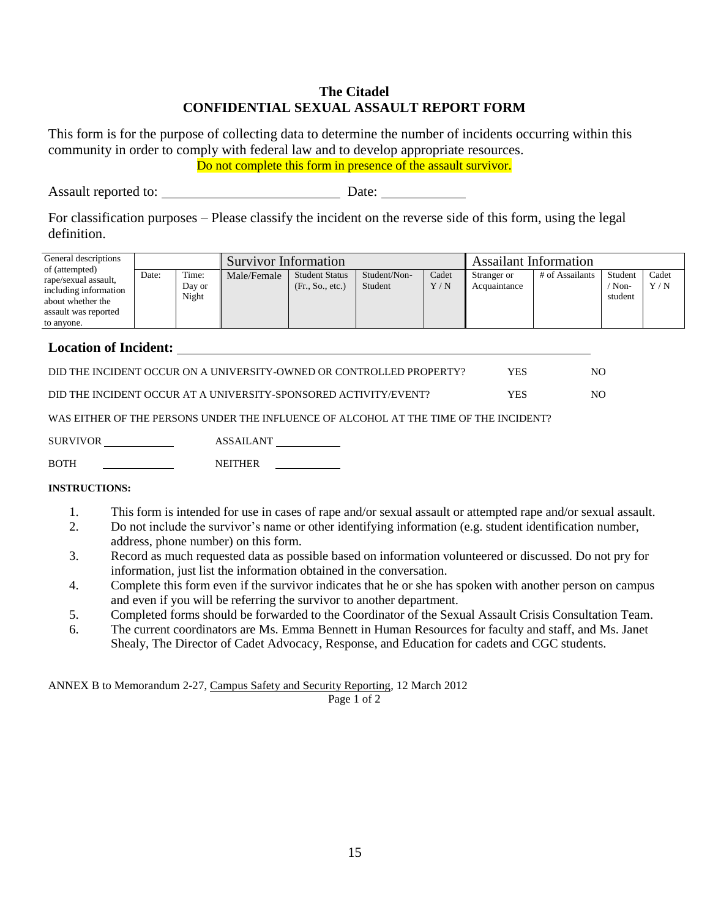**The Citadel**
**CONFIDENTIAL SEXUAL ASSAULT REPORT FORM**

This form is for the purpose of collecting data to determine the number of incidents occurring within this community in order to comply with federal law and to develop appropriate resources.

Do not complete this form in presence of the assault survivor.

Assault reported to: ________________________ Date: ___________

For classification purposes – Please classify the incident on the reverse side of this form, using the legal definition.

| General descriptions of (attempted) rape/sexual assault, including information about whether the assault was reported to anyone. | | | Survivor Information | | | | Assailant Information | | | |
|---|---|---|---|---|---|---|---|---|---|---|
| | Date: | Time: Day or Night | Male/Female | Student Status (Fr., So., etc.) | Student/Non-Student | Cadet Y / N | Stranger or Acquaintance | # of Assailants | Student / Non-student | Cadet Y / N |
| | | | | | | | | | | |

**Location of Incident:** ______________________________________________

DID THE INCIDENT OCCUR ON A UNIVERSITY-OWNED OR CONTROLLED PROPERTY? YES NO

DID THE INCIDENT OCCUR AT A UNIVERSITY-SPONSORED ACTIVITY/EVENT? YES NO

WAS EITHER OF THE PERSONS UNDER THE INFLUENCE OF ALCOHOL AT THE TIME OF THE INCIDENT?

SURVIVOR __________ ASSAILANT __________

BOTH __________ NEITHER __________

**INSTRUCTIONS:**

1. This form is intended for use in cases of rape and/or sexual assault or attempted rape and/or sexual assault.
2. Do not include the survivor's name or other identifying information (e.g. student identification number, address, phone number) on this form.
3. Record as much requested data as possible based on information volunteered or discussed. Do not pry for information, just list the information obtained in the conversation.
4. Complete this form even if the survivor indicates that he or she has spoken with another person on campus and even if you will be referring the survivor to another department.
5. Completed forms should be forwarded to the Coordinator of the Sexual Assault Crisis Consultation Team.
6. The current coordinators are Ms. Emma Bennett in Human Resources for faculty and staff, and Ms. Janet Shealy, The Director of Cadet Advocacy, Response, and Education for cadets and CGC students.

ANNEX B to Memorandum 2-27, Campus Safety and Security Reporting, 12 March 2012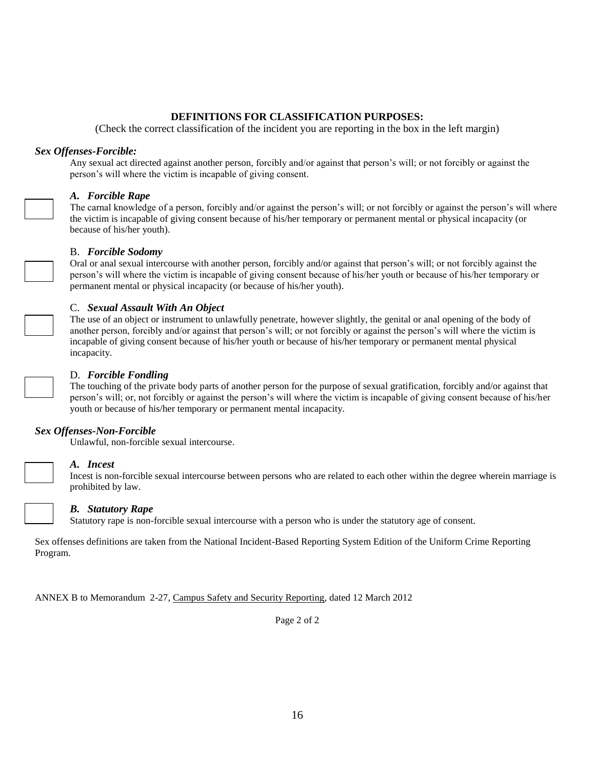**DEFINITIONS FOR CLASSIFICATION PURPOSES:**

(Check the correct classification of the incident you are reporting in the box in the left margin)

***Sex Offenses-Forcible:***

Any sexual act directed against another person, forcibly and/or against that person's will; or not forcibly or against the person's will where the victim is incapable of giving consent.

☐ ***A. Forcible Rape***

The carnal knowledge of a person, forcibly and/or against the person's will; or not forcibly or against the person's will where the victim is incapable of giving consent because of his/her temporary or permanent mental or physical incapacity (or because of his/her youth).

☐ B. ***Forcible Sodomy***

Oral or anal sexual intercourse with another person, forcibly and/or against that person's will; or not forcibly against the person's will where the victim is incapable of giving consent because of his/her youth or because of his/her temporary or permanent mental or physical incapacity (or because of his/her youth).

☐ C. ***Sexual Assault With An Object***

The use of an object or instrument to unlawfully penetrate, however slightly, the genital or anal opening of the body of another person, forcibly and/or against that person's will; or not forcibly or against the person's will where the victim is incapable of giving consent because of his/her youth or because of his/her temporary or permanent mental physical incapacity.

☐ D. ***Forcible Fondling***

The touching of the private body parts of another person for the purpose of sexual gratification, forcibly and/or against that person's will; or, not forcibly or against the person's will where the victim is incapable of giving consent because of his/her youth or because of his/her temporary or permanent mental incapacity.

***Sex Offenses-Non-Forcible***

Unlawful, non-forcible sexual intercourse.

☐ ***A. Incest***

Incest is non-forcible sexual intercourse between persons who are related to each other within the degree wherein marriage is prohibited by law.

☐ ***B. Statutory Rape***

Statutory rape is non-forcible sexual intercourse with a person who is under the statutory age of consent.

Sex offenses definitions are taken from the National Incident-Based Reporting System Edition of the Uniform Crime Reporting Program.

ANNEX B to Memorandum 2-27, Campus Safety and Security Reporting, dated 12 March 2012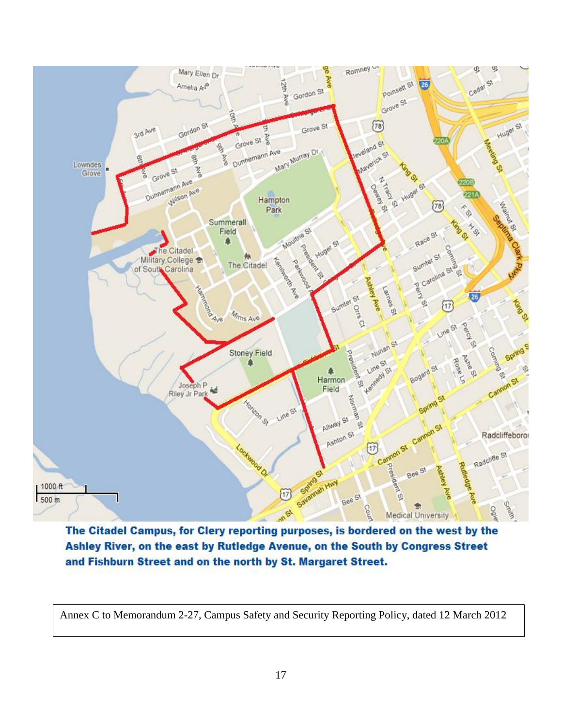**The Citadel Campus, for Clery reporting purposes, is bordered on the west by the Ashley River, on the east by Rutledge Avenue, on the South by Congress Street and Fishburn Street and on the north by St. Margaret Street.**

Annex C to Memorandum 2-27, Campus Safety and Security Reporting Policy, dated 12 March 2012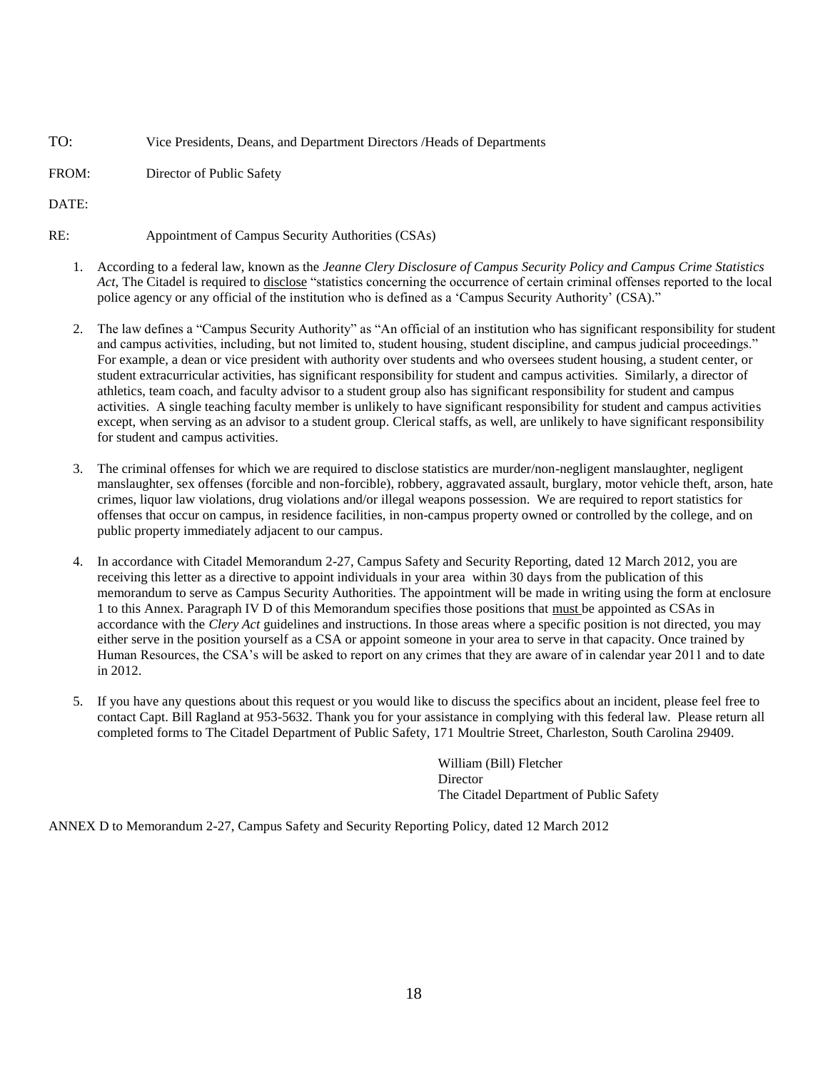TO: Vice Presidents, Deans, and Department Directors /Heads of Departments

FROM: Director of Public Safety

DATE:

RE: Appointment of Campus Security Authorities (CSAs)

1. According to a federal law, known as the *Jeanne Clery Disclosure of Campus Security Policy and Campus Crime Statistics Act*, The Citadel is required to <u>disclose</u> "statistics concerning the occurrence of certain criminal offenses reported to the local police agency or any official of the institution who is defined as a 'Campus Security Authority' (CSA)."

2. The law defines a "Campus Security Authority" as "An official of an institution who has significant responsibility for student and campus activities, including, but not limited to, student housing, student discipline, and campus judicial proceedings." For example, a dean or vice president with authority over students and who oversees student housing, a student center, or student extracurricular activities, has significant responsibility for student and campus activities. Similarly, a director of athletics, team coach, and faculty advisor to a student group also has significant responsibility for student and campus activities. A single teaching faculty member is unlikely to have significant responsibility for student and campus activities except, when serving as an advisor to a student group. Clerical staffs, as well, are unlikely to have significant responsibility for student and campus activities.

3. The criminal offenses for which we are required to disclose statistics are murder/non-negligent manslaughter, negligent manslaughter, sex offenses (forcible and non-forcible), robbery, aggravated assault, burglary, motor vehicle theft, arson, hate crimes, liquor law violations, drug violations and/or illegal weapons possession. We are required to report statistics for offenses that occur on campus, in residence facilities, in non-campus property owned or controlled by the college, and on public property immediately adjacent to our campus.

4. In accordance with Citadel Memorandum 2-27, Campus Safety and Security Reporting, dated 12 March 2012, you are receiving this letter as a directive to appoint individuals in your area within 30 days from the publication of this memorandum to serve as Campus Security Authorities. The appointment will be made in writing using the form at enclosure 1 to this Annex. Paragraph IV D of this Memorandum specifies those positions that <u>must</u> be appointed as CSAs in accordance with the *Clery Act* guidelines and instructions. In those areas where a specific position is not directed, you may either serve in the position yourself as a CSA or appoint someone in your area to serve in that capacity. Once trained by Human Resources, the CSA's will be asked to report on any crimes that they are aware of in calendar year 2011 and to date in 2012.

5. If you have any questions about this request or you would like to discuss the specifics about an incident, please feel free to contact Capt. Bill Ragland at 953-5632. Thank you for your assistance in complying with this federal law. Please return all completed forms to The Citadel Department of Public Safety, 171 Moultrie Street, Charleston, South Carolina 29409.

William (Bill) Fletcher
Director
The Citadel Department of Public Safety

ANNEX D to Memorandum 2-27, Campus Safety and Security Reporting Policy, dated 12 March 2012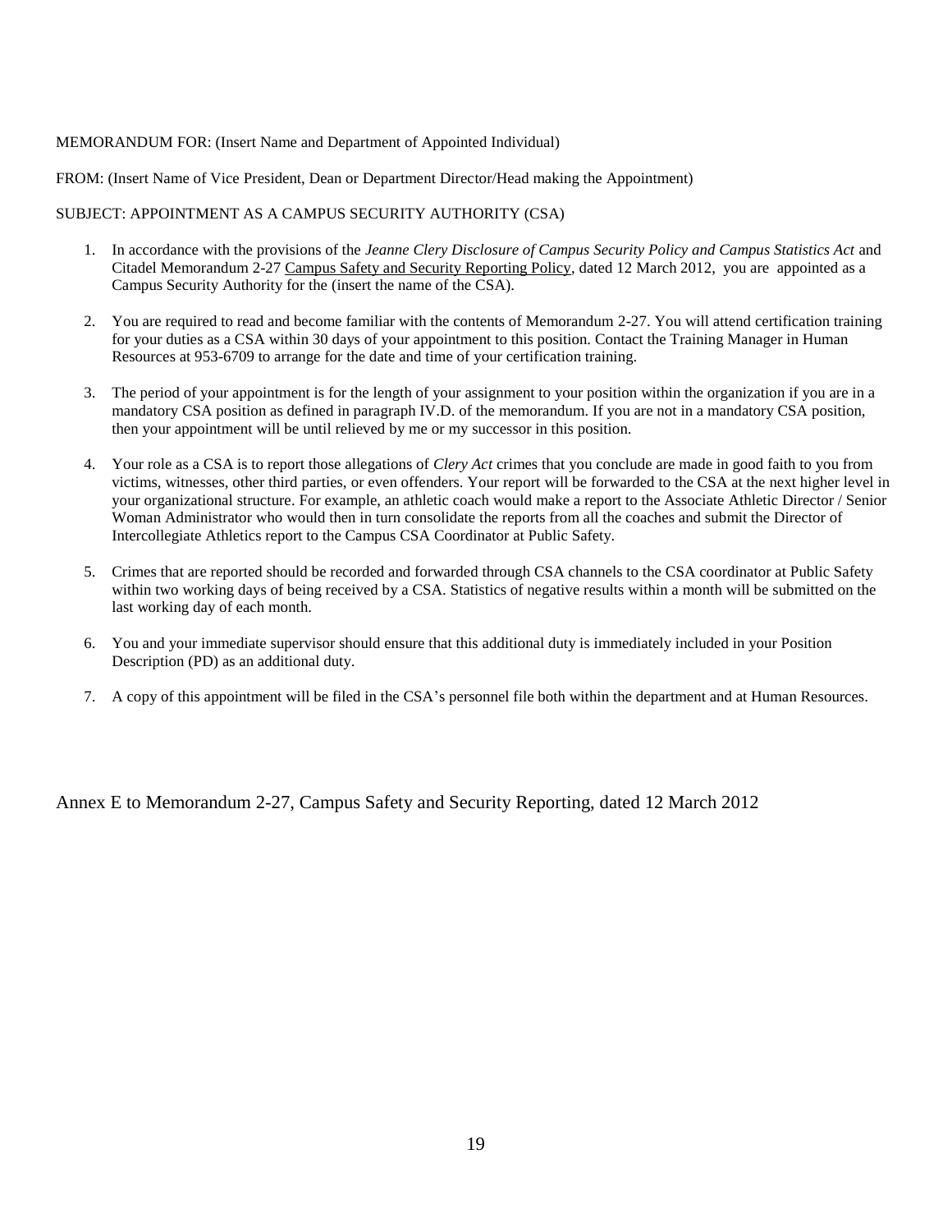MEMORANDUM FOR: (Insert Name and Department of Appointed Individual)

FROM: (Insert Name of Vice President, Dean or Department Director/Head making the Appointment)

SUBJECT: APPOINTMENT AS A CAMPUS SECURITY AUTHORITY (CSA)

1. In accordance with the provisions of the *Jeanne Clery Disclosure of Campus Security Policy and Campus Statistics Act* and Citadel Memorandum 2-27 Campus Safety and Security Reporting Policy, dated 12 March 2012, you are appointed as a Campus Security Authority for the (insert the name of the CSA).

2. You are required to read and become familiar with the contents of Memorandum 2-27. You will attend certification training for your duties as a CSA within 30 days of your appointment to this position. Contact the Training Manager in Human Resources at 953-6709 to arrange for the date and time of your certification training.

3. The period of your appointment is for the length of your assignment to your position within the organization if you are in a mandatory CSA position as defined in paragraph IV.D. of the memorandum. If you are not in a mandatory CSA position, then your appointment will be until relieved by me or my successor in this position.

4. Your role as a CSA is to report those allegations of *Clery Act* crimes that you conclude are made in good faith to you from victims, witnesses, other third parties, or even offenders. Your report will be forwarded to the CSA at the next higher level in your organizational structure. For example, an athletic coach would make a report to the Associate Athletic Director / Senior Woman Administrator who would then in turn consolidate the reports from all the coaches and submit the Director of Intercollegiate Athletics report to the Campus CSA Coordinator at Public Safety.

5. Crimes that are reported should be recorded and forwarded through CSA channels to the CSA coordinator at Public Safety within two working days of being received by a CSA. Statistics of negative results within a month will be submitted on the last working day of each month.

6. You and your immediate supervisor should ensure that this additional duty is immediately included in your Position Description (PD) as an additional duty.

7. A copy of this appointment will be filed in the CSA's personnel file both within the department and at Human Resources.

Annex E to Memorandum 2-27, Campus Safety and Security Reporting, dated 12 March 2012